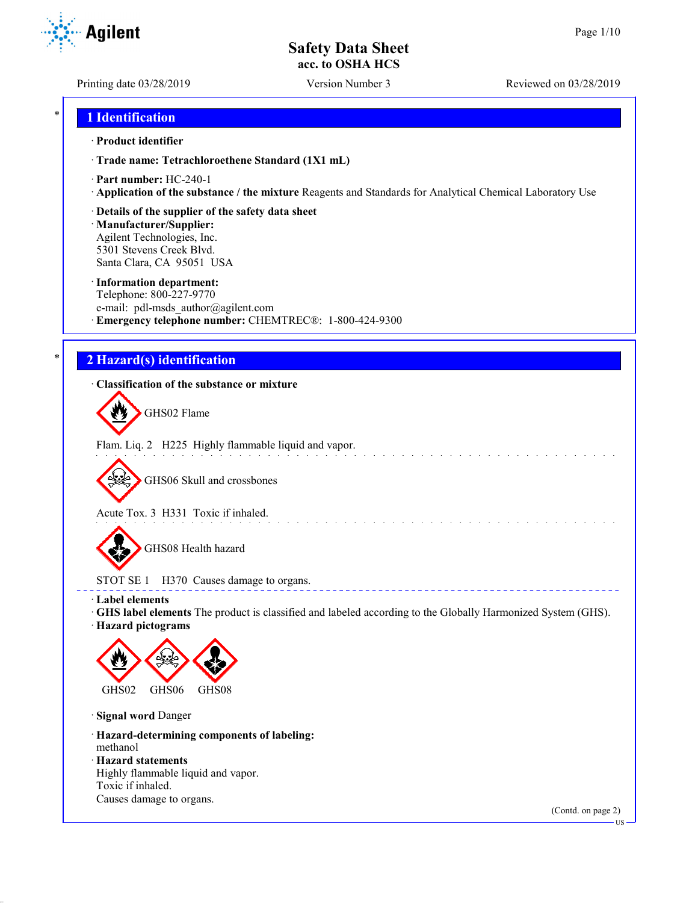# Safety Data Sheet
## acc. to OSHA HCS

Printing date 03/28/2019 | Version Number 3 | Reviewed on 03/28/2019

## 1 Identification

· **Product identifier**

· **Trade name: Tetrachloroethene Standard (1X1 mL)**

· **Part number:** HC-240-1

· **Application of the substance / the mixture** Reagents and Standards for Analytical Chemical Laboratory Use

· **Details of the supplier of the safety data sheet**

· **Manufacturer/Supplier:**
Agilent Technologies, Inc.
5301 Stevens Creek Blvd.
Santa Clara, CA 95051 USA

· **Information department:**
Telephone: 800-227-9770
e-mail: pdl-msds_author@agilent.com

· **Emergency telephone number:** CHEMTREC®: 1-800-424-9300

## 2 Hazard(s) identification

· **Classification of the substance or mixture**

GHS02 Flame

Flam. Liq. 2 H225 Highly flammable liquid and vapor.

GHS06 Skull and crossbones

Acute Tox. 3 H331 Toxic if inhaled.

GHS08 Health hazard

STOT SE 1 H370 Causes damage to organs.

· **Label elements**

· **GHS label elements** The product is classified and labeled according to the Globally Harmonized System (GHS).

· **Hazard pictograms**

GHS02 GHS06 GHS08

· **Signal word** Danger

· **Hazard-determining components of labeling:**
methanol

· **Hazard statements**
Highly flammable liquid and vapor.
Toxic if inhaled.
Causes damage to organs.

(Contd. on page 2)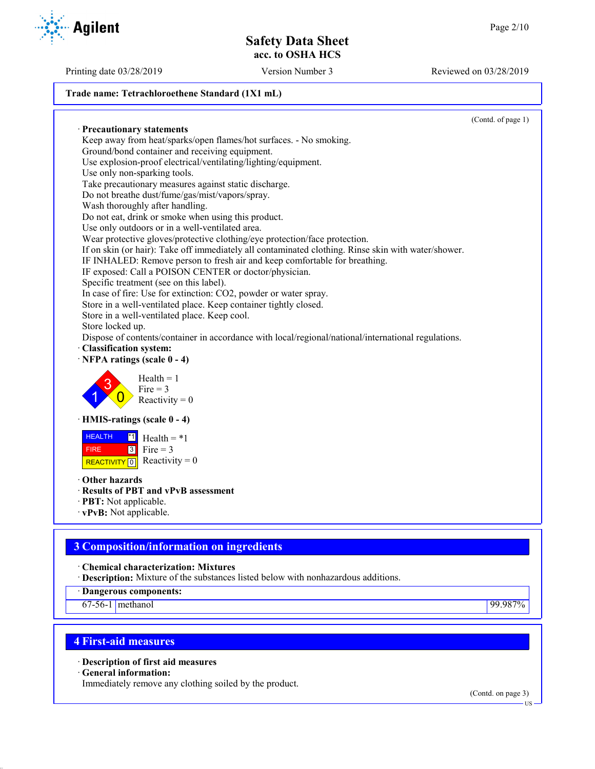Trade name: Tetrachloroethene Standard (1X1 mL)

(Contd. of page 1)

· **Precautionary statements**
Keep away from heat/sparks/open flames/hot surfaces. - No smoking.
Ground/bond container and receiving equipment.
Use explosion-proof electrical/ventilating/lighting/equipment.
Use only non-sparking tools.
Take precautionary measures against static discharge.
Do not breathe dust/fume/gas/mist/vapors/spray.
Wash thoroughly after handling.
Do not eat, drink or smoke when using this product.
Use only outdoors or in a well-ventilated area.
Wear protective gloves/protective clothing/eye protection/face protection.
If on skin (or hair): Take off immediately all contaminated clothing. Rinse skin with water/shower.
IF INHALED: Remove person to fresh air and keep comfortable for breathing.
IF exposed: Call a POISON CENTER or doctor/physician.
Specific treatment (see on this label).
In case of fire: Use for extinction: $CO_2$, powder or water spray.
Store in a well-ventilated place. Keep container tightly closed.
Store in a well-ventilated place. Keep cool.
Store locked up.
Dispose of contents/container in accordance with local/regional/national/international regulations.

· **Classification system:**

· **NFPA ratings (scale 0 - 4)**

Health = 1
Fire = 3
Reactivity = 0

· **HMIS-ratings (scale 0 - 4)**

| | |
|---|---|
| HEALTH | *1 |
| FIRE | 3 |
| REACTIVITY | 0 |

Health = *1
Fire = 3
Reactivity = 0

· **Other hazards**
· **Results of PBT and vPvB assessment**
· **PBT:** Not applicable.
· **vPvB:** Not applicable.

## 3 Composition/information on ingredients

· **Chemical characterization: Mixtures**
· **Description:** Mixture of the substances listed below with nonhazardous additions.

· **Dangerous components:**

| | | |
|---|---|---|
| 67-56-1 | methanol | 99.987% |

## 4 First-aid measures

· **Description of first aid measures**
· **General information:**
Immediately remove any clothing soiled by the product.

(Contd. on page 3)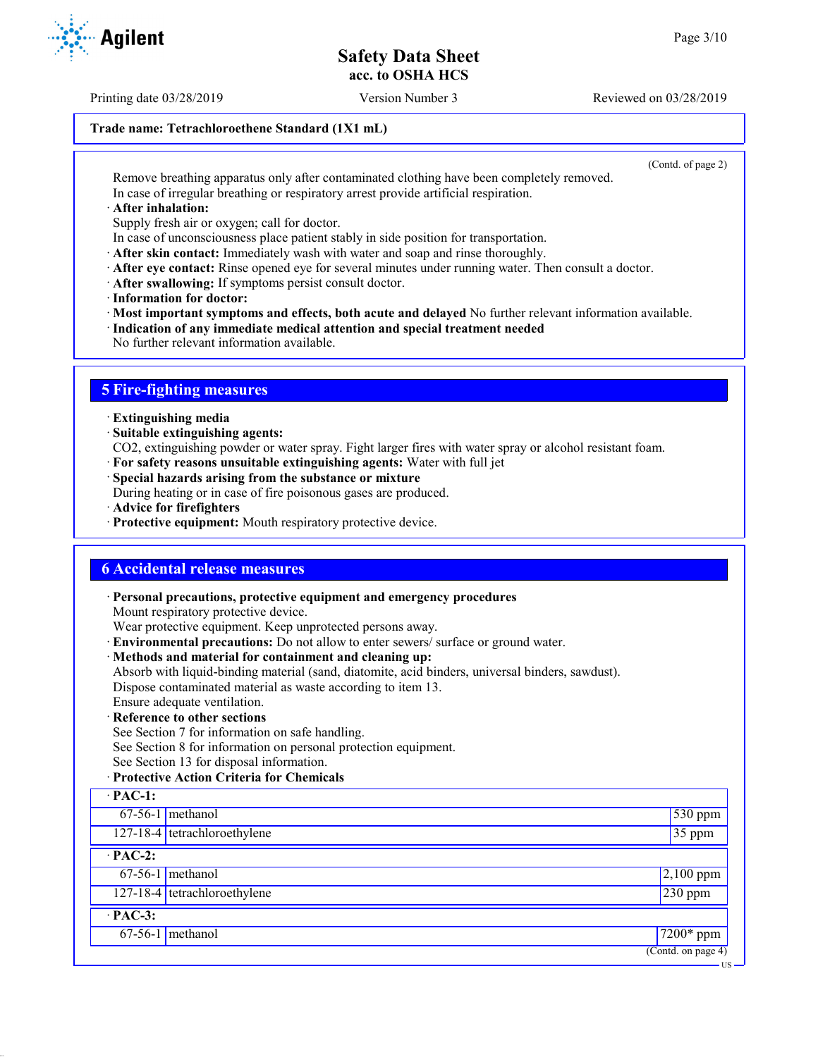Trade name: Tetrachloroethene Standard (1X1 mL)

(Contd. of page 2)

Remove breathing apparatus only after contaminated clothing have been completely removed.
In case of irregular breathing or respiratory arrest provide artificial respiration.

· **After inhalation:**
Supply fresh air or oxygen; call for doctor.
In case of unconsciousness place patient stably in side position for transportation.
· **After skin contact:** Immediately wash with water and soap and rinse thoroughly.
· **After eye contact:** Rinse opened eye for several minutes under running water. Then consult a doctor.
· **After swallowing:** If symptoms persist consult doctor.
· **Information for doctor:**
· **Most important symptoms and effects, both acute and delayed** No further relevant information available.
· **Indication of any immediate medical attention and special treatment needed**
No further relevant information available.

## 5 Fire-fighting measures

· **Extinguishing media**
· **Suitable extinguishing agents:**
$CO_2$, extinguishing powder or water spray. Fight larger fires with water spray or alcohol resistant foam.
· **For safety reasons unsuitable extinguishing agents:** Water with full jet
· **Special hazards arising from the substance or mixture**
During heating or in case of fire poisonous gases are produced.
· **Advice for firefighters**
· **Protective equipment:** Mouth respiratory protective device.

## 6 Accidental release measures

· **Personal precautions, protective equipment and emergency procedures**
Mount respiratory protective device.
Wear protective equipment. Keep unprotected persons away.
· **Environmental precautions:** Do not allow to enter sewers/ surface or ground water.
· **Methods and material for containment and cleaning up:**
Absorb with liquid-binding material (sand, diatomite, acid binders, universal binders, sawdust).
Dispose contaminated material as waste according to item 13.
Ensure adequate ventilation.
· **Reference to other sections**
See Section 7 for information on safe handling.
See Section 8 for information on personal protection equipment.
See Section 13 for disposal information.
· **Protective Action Criteria for Chemicals**

| · **PAC-1:** | | |
|---|---|---|
| 67-56-1 | methanol | 530 ppm |
| 127-18-4 | tetrachloroethylene | 35 ppm |
| · **PAC-2:** | | |
| 67-56-1 | methanol | 2,100 ppm |
| 127-18-4 | tetrachloroethylene | 230 ppm |
| · **PAC-3:** | | |
| 67-56-1 | methanol | 7200* ppm |

(Contd. on page 4)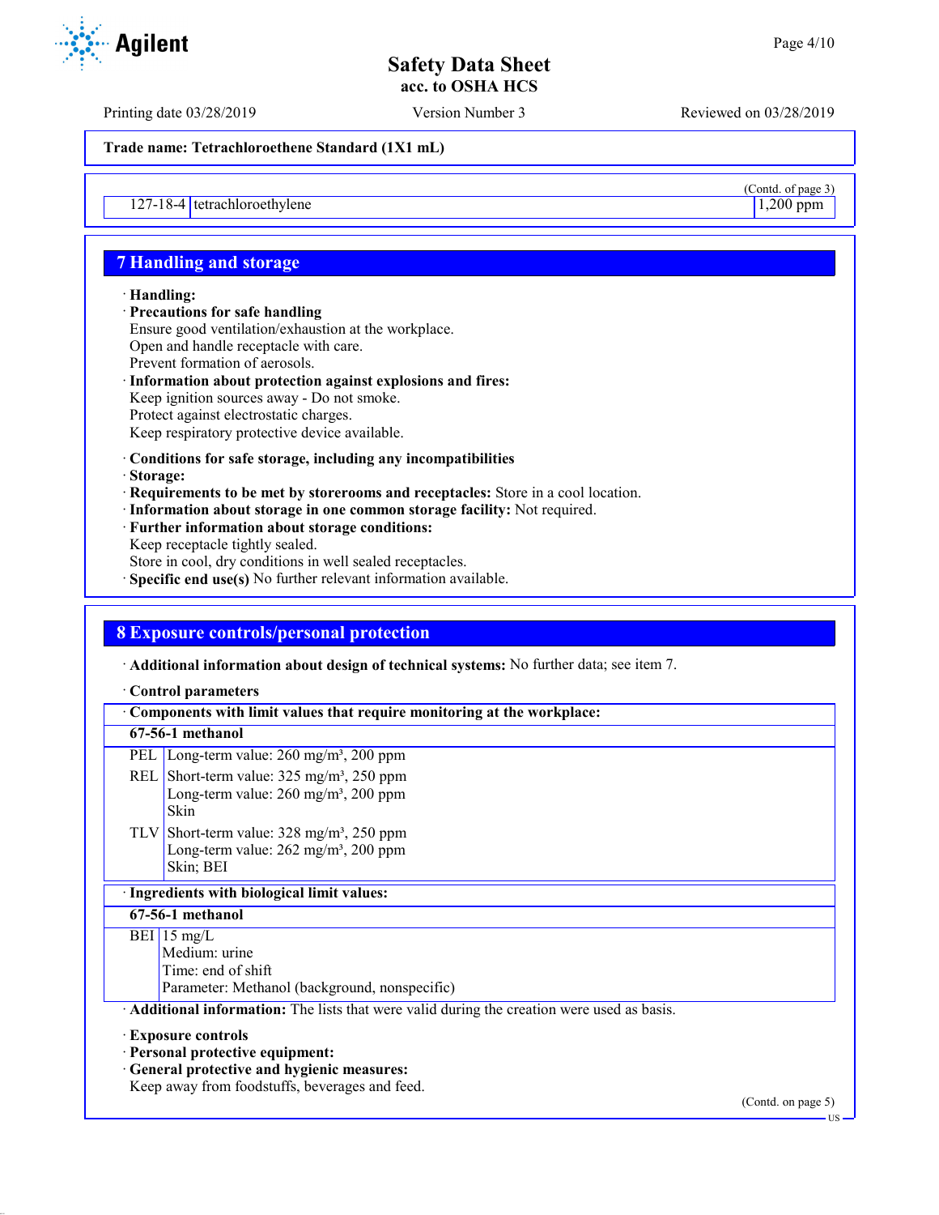Trade name: Tetrachloroethene Standard (1X1 mL)

(Contd. of page 3)

| 127-18-4 | tetrachloroethylene | 1,200 ppm |
|---|---|---|

## 7 Handling and storage

· **Handling:**
· **Precautions for safe handling**
Ensure good ventilation/exhaustion at the workplace.
Open and handle receptacle with care.
Prevent formation of aerosols.
· **Information about protection against explosions and fires:**
Keep ignition sources away - Do not smoke.
Protect against electrostatic charges.
Keep respiratory protective device available.

· **Conditions for safe storage, including any incompatibilities**
· **Storage:**
· **Requirements to be met by storerooms and receptacles:** Store in a cool location.
· **Information about storage in one common storage facility:** Not required.
· **Further information about storage conditions:**
Keep receptacle tightly sealed.
Store in cool, dry conditions in well sealed receptacles.
· **Specific end use(s)** No further relevant information available.

## 8 Exposure controls/personal protection

· **Additional information about design of technical systems:** No further data; see item 7.

· **Control parameters**

| · Components with limit values that require monitoring at the workplace: | |
|---|---|
| **67-56-1 methanol** | |
| PEL | Long-term value: 260 mg/m³, 200 ppm |
| REL | Short-term value: 325 mg/m³, 250 ppm<br>Long-term value: 260 mg/m³, 200 ppm<br>Skin |
| TLV | Short-term value: 328 mg/m³, 250 ppm<br>Long-term value: 262 mg/m³, 200 ppm<br>Skin; BEI |

| · Ingredients with biological limit values: | |
|---|---|
| **67-56-1 methanol** | |
| BEI | 15 mg/L<br>Medium: urine<br>Time: end of shift<br>Parameter: Methanol (background, nonspecific) |

· **Additional information:** The lists that were valid during the creation were used as basis.

· **Exposure controls**
· **Personal protective equipment:**
· **General protective and hygienic measures:**
Keep away from foodstuffs, beverages and feed.

(Contd. on page 5)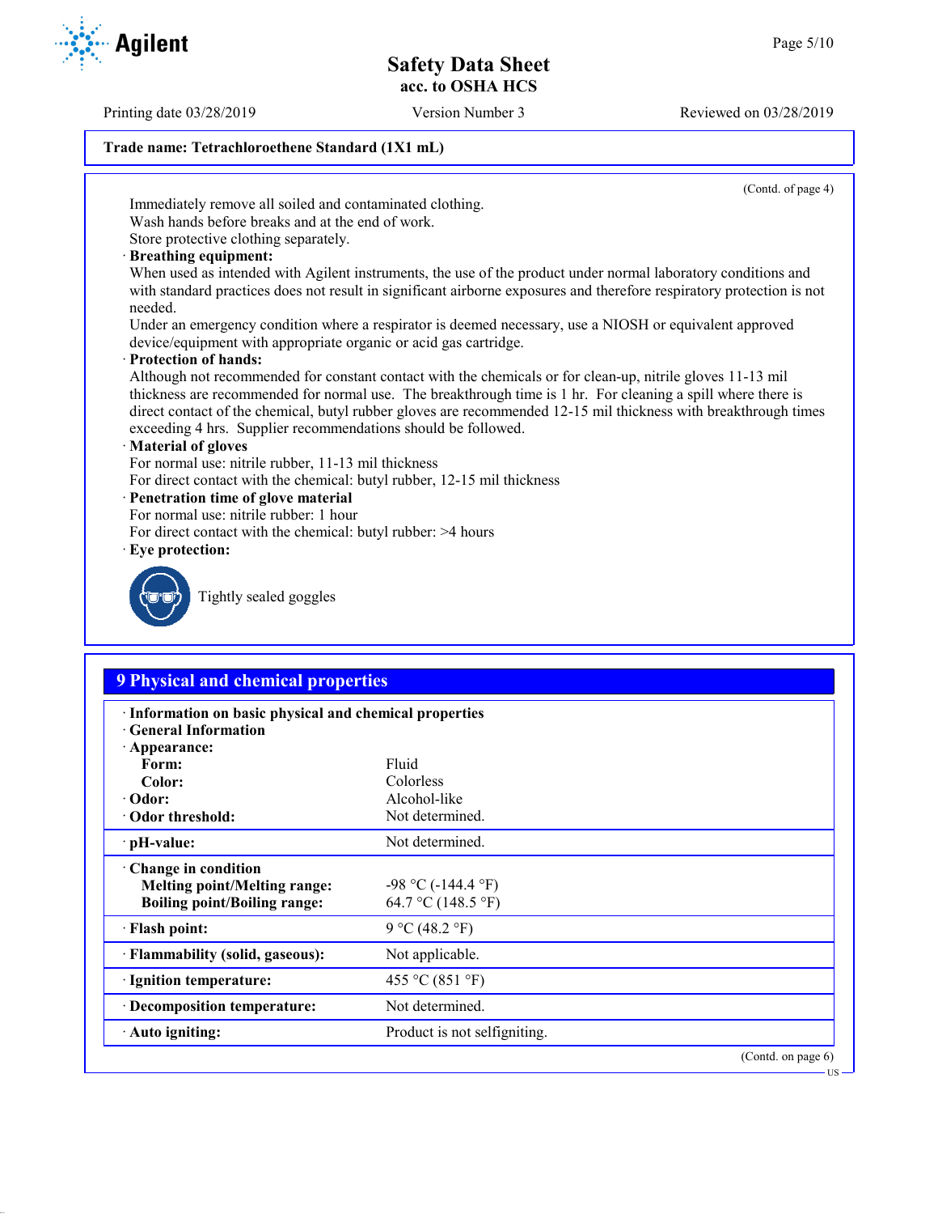Trade name: Tetrachloroethene Standard (1X1 mL)

(Contd. of page 4)

Immediately remove all soiled and contaminated clothing.
Wash hands before breaks and at the end of work.
Store protective clothing separately.

· **Breathing equipment:**
When used as intended with Agilent instruments, the use of the product under normal laboratory conditions and with standard practices does not result in significant airborne exposures and therefore respiratory protection is not needed.
Under an emergency condition where a respirator is deemed necessary, use a NIOSH or equivalent approved device/equipment with appropriate organic or acid gas cartridge.

· **Protection of hands:**
Although not recommended for constant contact with the chemicals or for clean-up, nitrile gloves 11-13 mil thickness are recommended for normal use. The breakthrough time is 1 hr. For cleaning a spill where there is direct contact of the chemical, butyl rubber gloves are recommended 12-15 mil thickness with breakthrough times exceeding 4 hrs. Supplier recommendations should be followed.

· **Material of gloves**
For normal use: nitrile rubber, 11-13 mil thickness
For direct contact with the chemical: butyl rubber, 12-15 mil thickness

· **Penetration time of glove material**
For normal use: nitrile rubber: 1 hour
For direct contact with the chemical: butyl rubber: >4 hours

· **Eye protection:**

Tightly sealed goggles

## 9 Physical and chemical properties

| | |
|---|---|
| · **Information on basic physical and chemical properties** | |
| · **General Information** | |
| · **Appearance:** | |
| **Form:** | Fluid |
| **Color:** | Colorless |
| · **Odor:** | Alcohol-like |
| · **Odor threshold:** | Not determined. |
| · **pH-value:** | Not determined. |
| · **Change in condition** | |
| **Melting point/Melting range:** | -98 °C (-144.4 °F) |
| **Boiling point/Boiling range:** | 64.7 °C (148.5 °F) |
| · **Flash point:** | 9 °C (48.2 °F) |
| · **Flammability (solid, gaseous):** | Not applicable. |
| · **Ignition temperature:** | 455 °C (851 °F) |
| · **Decomposition temperature:** | Not determined. |
| · **Auto igniting:** | Product is not selfigniting. |

(Contd. on page 6)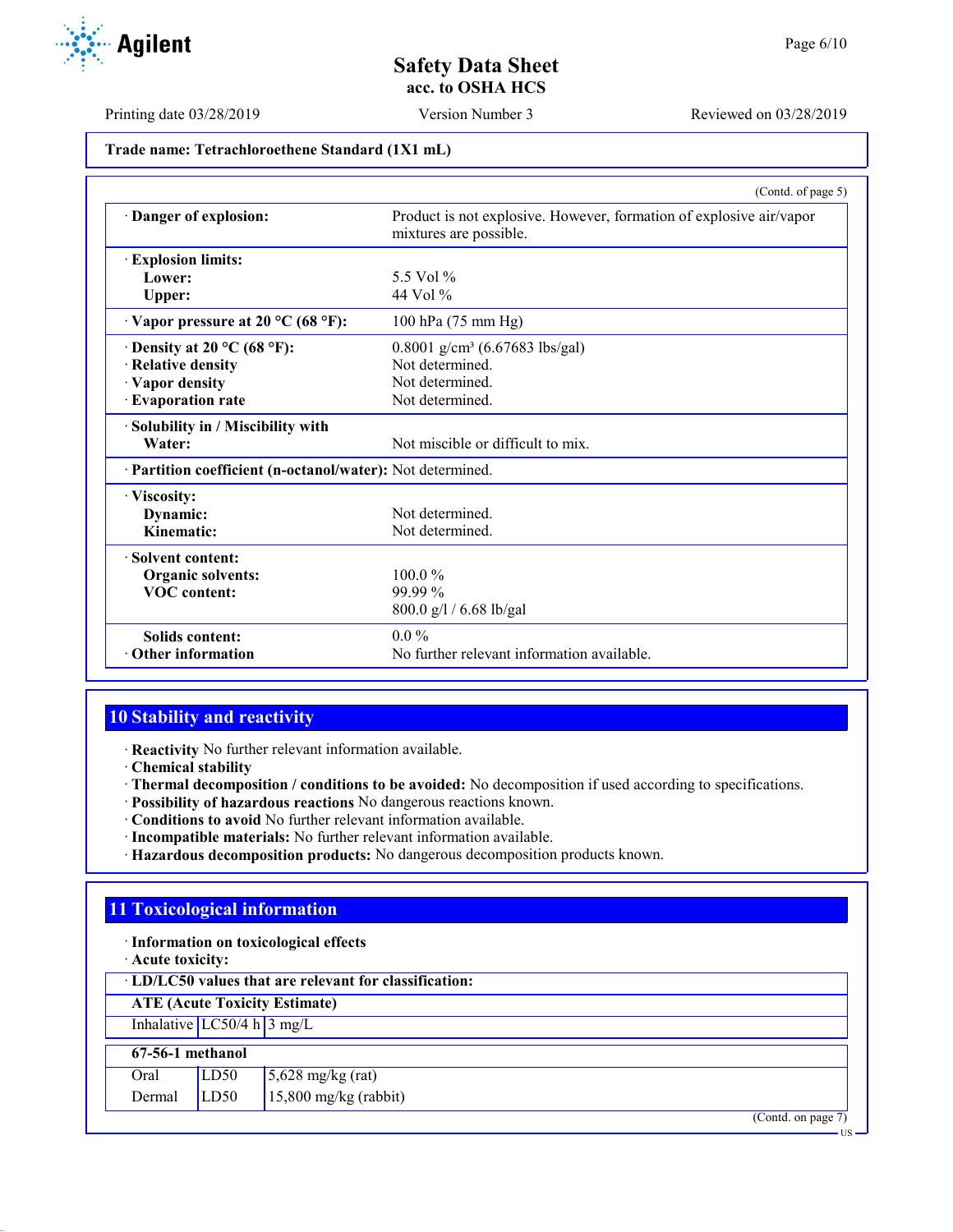Trade name: Tetrachloroethene Standard (1X1 mL)

(Contd. of page 5)

| | |
|---|---|
| · **Danger of explosion:** | Product is not explosive. However, formation of explosive air/vapor mixtures are possible. |
| · **Explosion limits:** | |
| **Lower:** | 5.5 Vol % |
| **Upper:** | 44 Vol % |
| · **Vapor pressure at 20 °C (68 °F):** | 100 hPa (75 mm Hg) |
| · **Density at 20 °C (68 °F):** | 0.8001 g/cm³ (6.67683 lbs/gal) |
| · **Relative density** | Not determined. |
| · **Vapor density** | Not determined. |
| · **Evaporation rate** | Not determined. |
| · **Solubility in / Miscibility with** | |
| **Water:** | Not miscible or difficult to mix. |
| · **Partition coefficient (n-octanol/water):** | Not determined. |
| · **Viscosity:** | |
| **Dynamic:** | Not determined. |
| **Kinematic:** | Not determined. |
| · **Solvent content:** | |
| **Organic solvents:** | 100.0 % |
| **VOC content:** | 99.99 % |
| | 800.0 g/l / 6.68 lb/gal |
| **Solids content:** | 0.0 % |
| · **Other information** | No further relevant information available. |

## 10 Stability and reactivity

· **Reactivity** No further relevant information available.
· **Chemical stability**
· **Thermal decomposition / conditions to be avoided:** No decomposition if used according to specifications.
· **Possibility of hazardous reactions** No dangerous reactions known.
· **Conditions to avoid** No further relevant information available.
· **Incompatible materials:** No further relevant information available.
· **Hazardous decomposition products:** No dangerous decomposition products known.

## 11 Toxicological information

· **Information on toxicological effects**
· **Acute toxicity:**

· **LD/LC50 values that are relevant for classification:**

| **ATE (Acute Toxicity Estimate)** | | |
|---|---|---|
| Inhalative | LC50/4 h | 3 mg/L |

| **67-56-1 methanol** | | |
|---|---|---|
| Oral | LD50 | 5,628 mg/kg (rat) |
| Dermal | LD50 | 15,800 mg/kg (rabbit) |

(Contd. on page 7)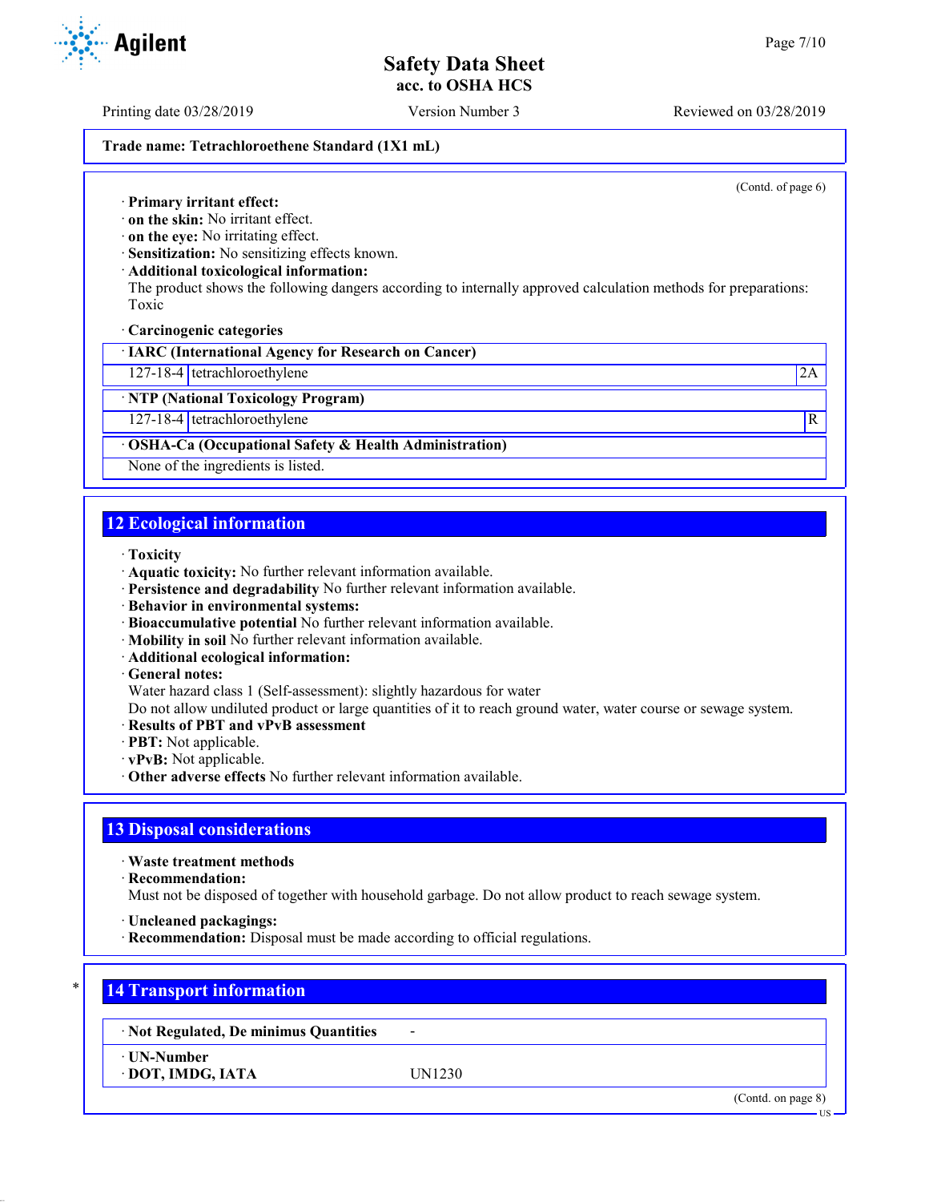Trade name: Tetrachloroethene Standard (1X1 mL)

(Contd. of page 6)

· **Primary irritant effect:**
· **on the skin:** No irritant effect.
· **on the eye:** No irritating effect.
· **Sensitization:** No sensitizing effects known.
· **Additional toxicological information:**
The product shows the following dangers according to internally approved calculation methods for preparations:
Toxic

· **Carcinogenic categories**

| · **IARC (International Agency for Research on Cancer)** | | |
|---|---|---|
| 127-18-4 | tetrachloroethylene | 2A |

| · **NTP (National Toxicology Program)** | | |
|---|---|---|
| 127-18-4 | tetrachloroethylene | R |

| · **OSHA-Ca (Occupational Safety & Health Administration)** |
|---|
| None of the ingredients is listed. |

## 12 Ecological information

· **Toxicity**
· **Aquatic toxicity:** No further relevant information available.
· **Persistence and degradability** No further relevant information available.
· **Behavior in environmental systems:**
· **Bioaccumulative potential** No further relevant information available.
· **Mobility in soil** No further relevant information available.
· **Additional ecological information:**
· **General notes:**
Water hazard class 1 (Self-assessment): slightly hazardous for water
Do not allow undiluted product or large quantities of it to reach ground water, water course or sewage system.
· **Results of PBT and vPvB assessment**
· **PBT:** Not applicable.
· **vPvB:** Not applicable.
· **Other adverse effects** No further relevant information available.

## 13 Disposal considerations

· **Waste treatment methods**
· **Recommendation:**
Must not be disposed of together with household garbage. Do not allow product to reach sewage system.

· **Uncleaned packagings:**
· **Recommendation:** Disposal must be made according to official regulations.

## * 14 Transport information

| · **Not Regulated, De minimus Quantities** | - |
|---|---|
| · **UN-Number** | |
| · **DOT, IMDG, IATA** | UN1230 |

(Contd. on page 8)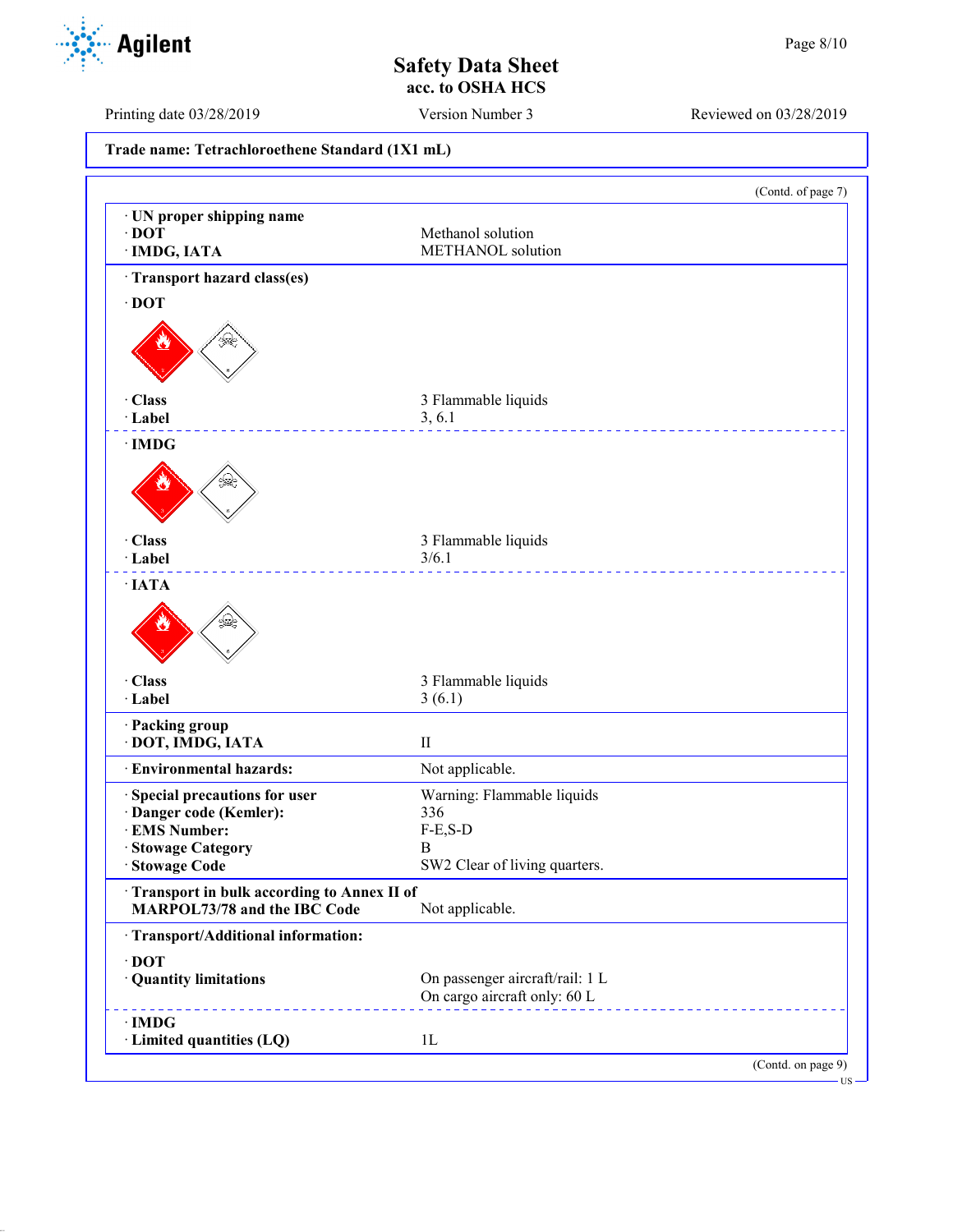**Trade name: Tetrachloroethene Standard (1X1 mL)**

(Contd. of page 7)

| | |
|---|---|
| · **UN proper shipping name** | |
| · **DOT** | Methanol solution |
| · **IMDG, IATA** | METHANOL solution |
| · **Transport hazard class(es)** | |
| · **DOT** | |
| · **Class** | 3 Flammable liquids |
| · **Label** | 3, 6.1 |
| · **IMDG** | |
| · **Class** | 3 Flammable liquids |
| · **Label** | 3/6.1 |
| · **IATA** | |
| · **Class** | 3 Flammable liquids |
| · **Label** | 3 (6.1) |
| · **Packing group** | |
| · **DOT, IMDG, IATA** | II |
| · **Environmental hazards:** | Not applicable. |
| · **Special precautions for user** | Warning: Flammable liquids |
| · **Danger code (Kemler):** | 336 |
| · **EMS Number:** | F-E,S-D |
| · **Stowage Category** | B |
| · **Stowage Code** | SW2 Clear of living quarters. |
| · **Transport in bulk according to Annex II of MARPOL73/78 and the IBC Code** | Not applicable. |
| · **Transport/Additional information:** | |
| · **DOT** | |
| · **Quantity limitations** | On passenger aircraft/rail: 1 L<br>On cargo aircraft only: 60 L |
| · **IMDG** | |
| · **Limited quantities (LQ)** | 1L |

(Contd. on page 9)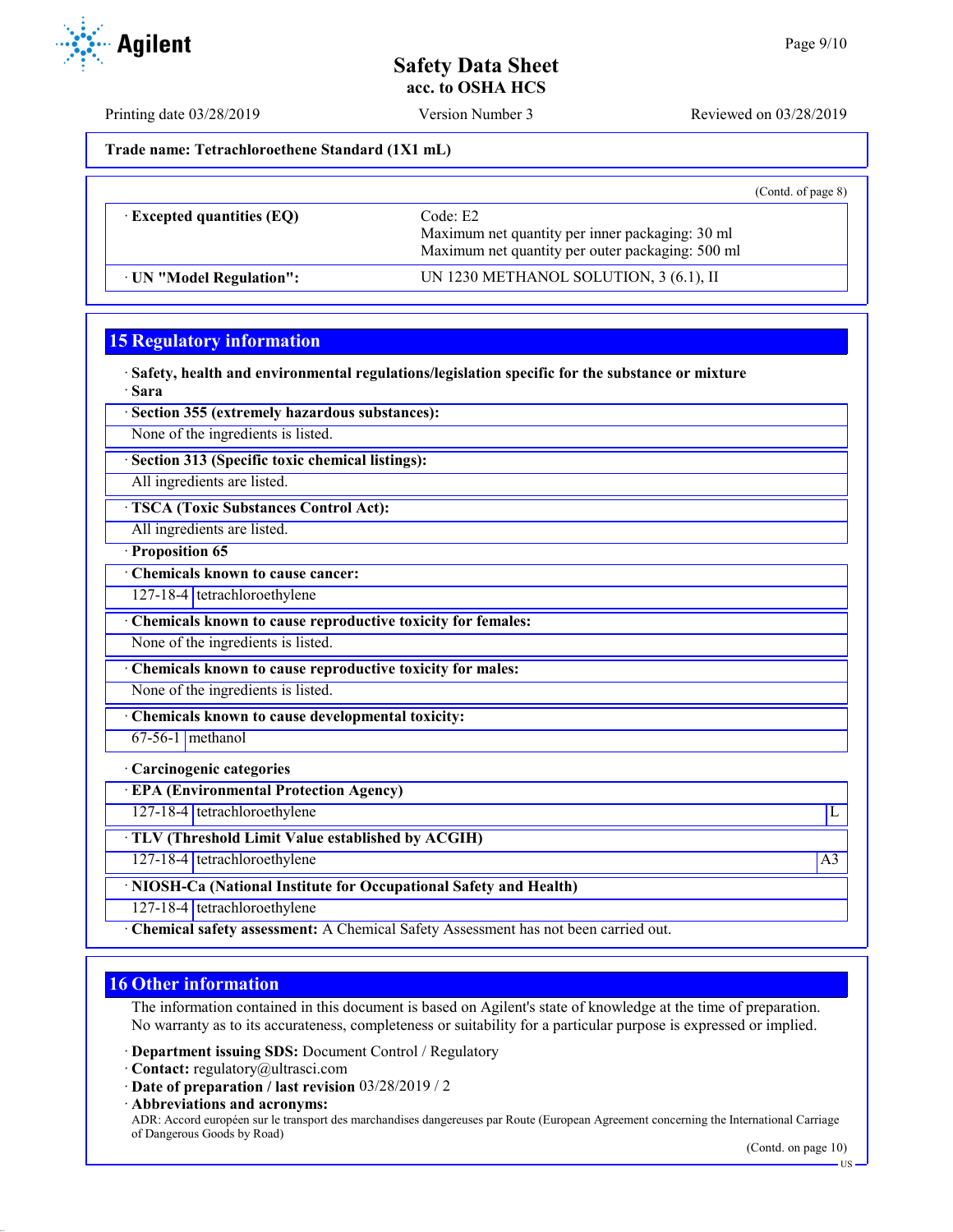(Contd. of page 8)

| | |
|---|---|
| · **Excepted quantities (EQ)** | Code: E2<br>Maximum net quantity per inner packaging: 30 ml<br>Maximum net quantity per outer packaging: 500 ml |
| · **UN "Model Regulation":** | UN 1230 METHANOL SOLUTION, 3 (6.1), II |

## 15 Regulatory information

· **Safety, health and environmental regulations/legislation specific for the substance or mixture**

· **Sara**

· **Section 355 (extremely hazardous substances):**

None of the ingredients is listed.

· **Section 313 (Specific toxic chemical listings):**

All ingredients are listed.

· **TSCA (Toxic Substances Control Act):**

All ingredients are listed.

· **Proposition 65**

· **Chemicals known to cause cancer:**

| | |
|---|---|
| 127-18-4 | tetrachloroethylene |

· **Chemicals known to cause reproductive toxicity for females:**

None of the ingredients is listed.

· **Chemicals known to cause reproductive toxicity for males:**

None of the ingredients is listed.

· **Chemicals known to cause developmental toxicity:**

| | |
|---|---|
| 67-56-1 | methanol |

· **Carcinogenic categories**

· **EPA (Environmental Protection Agency)**

| | | |
|---|---|---|
| 127-18-4 | tetrachloroethylene | L |

· **TLV (Threshold Limit Value established by ACGIH)**

| | | |
|---|---|---|
| 127-18-4 | tetrachloroethylene | A3 |

· **NIOSH-Ca (National Institute for Occupational Safety and Health)**

| | |
|---|---|
| 127-18-4 | tetrachloroethylene |

· **Chemical safety assessment:** A Chemical Safety Assessment has not been carried out.

## 16 Other information

The information contained in this document is based on Agilent's state of knowledge at the time of preparation. No warranty as to its accurateness, completeness or suitability for a particular purpose is expressed or implied.

· **Department issuing SDS:** Document Control / Regulatory

· **Contact:** regulatory@ultrasci.com

· **Date of preparation / last revision** 03/28/2019 / 2

· **Abbreviations and acronyms:**

ADR: Accord européen sur le transport des marchandises dangereuses par Route (European Agreement concerning the International Carriage of Dangerous Goods by Road)

(Contd. on page 10)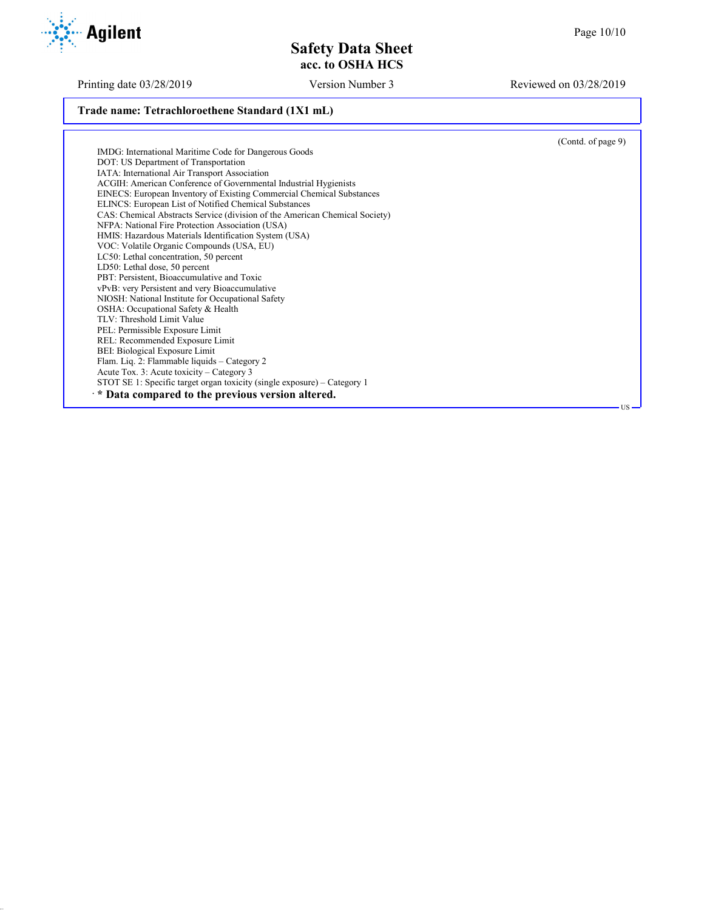Trade name: Tetrachloroethene Standard (1X1 mL)

(Contd. of page 9)

IMDG: International Maritime Code for Dangerous Goods
DOT: US Department of Transportation
IATA: International Air Transport Association
ACGIH: American Conference of Governmental Industrial Hygienists
EINECS: European Inventory of Existing Commercial Chemical Substances
ELINCS: European List of Notified Chemical Substances
CAS: Chemical Abstracts Service (division of the American Chemical Society)
NFPA: National Fire Protection Association (USA)
HMIS: Hazardous Materials Identification System (USA)
VOC: Volatile Organic Compounds (USA, EU)
LC50: Lethal concentration, 50 percent
LD50: Lethal dose, 50 percent
PBT: Persistent, Bioaccumulative and Toxic
vPvB: very Persistent and very Bioaccumulative
NIOSH: National Institute for Occupational Safety
OSHA: Occupational Safety & Health
TLV: Threshold Limit Value
PEL: Permissible Exposure Limit
REL: Recommended Exposure Limit
BEI: Biological Exposure Limit
Flam. Liq. 2: Flammable liquids – Category 2
Acute Tox. 3: Acute toxicity – Category 3
STOT SE 1: Specific target organ toxicity (single exposure) – Category 1

· **\* Data compared to the previous version altered.**

US